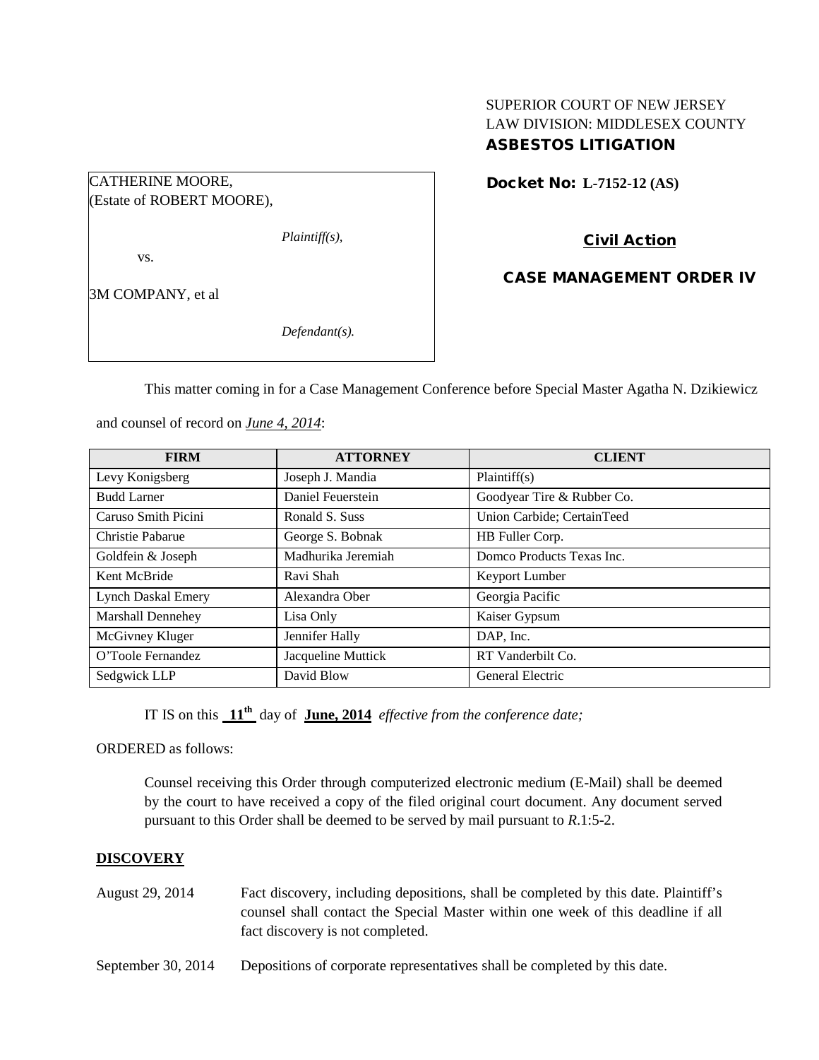SUPERIOR COURT OF NEW JERSEY
LAW DIVISION: MIDDLESEX COUNTY
**ASBESTOS LITIGATION**

CATHERINE MOORE,
(Estate of ROBERT MOORE),

*Plaintiff(s),*

vs.

3M COMPANY, et al

*Defendant(s).*

**Docket No: L-7152-12 (AS)**

**Civil Action**

**CASE MANAGEMENT ORDER IV**

This matter coming in for a Case Management Conference before Special Master Agatha N. Dzikiewicz and counsel of record on *June 4, 2014*:

| FIRM | ATTORNEY | CLIENT |
|---|---|---|
| Levy Konigsberg | Joseph J. Mandia | Plaintiff(s) |
| Budd Larner | Daniel Feuerstein | Goodyear Tire & Rubber Co. |
| Caruso Smith Picini | Ronald S. Suss | Union Carbide; CertainTeed |
| Christie Pabarue | George S. Bobnak | HB Fuller Corp. |
| Goldfein & Joseph | Madhurika Jeremiah | Domco Products Texas Inc. |
| Kent McBride | Ravi Shah | Keyport Lumber |
| Lynch Daskal Emery | Alexandra Ober | Georgia Pacific |
| Marshall Dennehey | Lisa Only | Kaiser Gypsum |
| McGivney Kluger | Jennifer Hally | DAP, Inc. |
| O'Toole Fernandez | Jacqueline Muttick | RT Vanderbilt Co. |
| Sedgwick LLP | David Blow | General Electric |

IT IS on this **11th** day of **June, 2014** *effective from the conference date;*

ORDERED as follows:

Counsel receiving this Order through computerized electronic medium (E-Mail) shall be deemed by the court to have received a copy of the filed original court document. Any document served pursuant to this Order shall be deemed to be served by mail pursuant to *R*.1:5-2.

**DISCOVERY**

August 29, 2014 — Fact discovery, including depositions, shall be completed by this date. Plaintiff's counsel shall contact the Special Master within one week of this deadline if all fact discovery is not completed.

September 30, 2014 — Depositions of corporate representatives shall be completed by this date.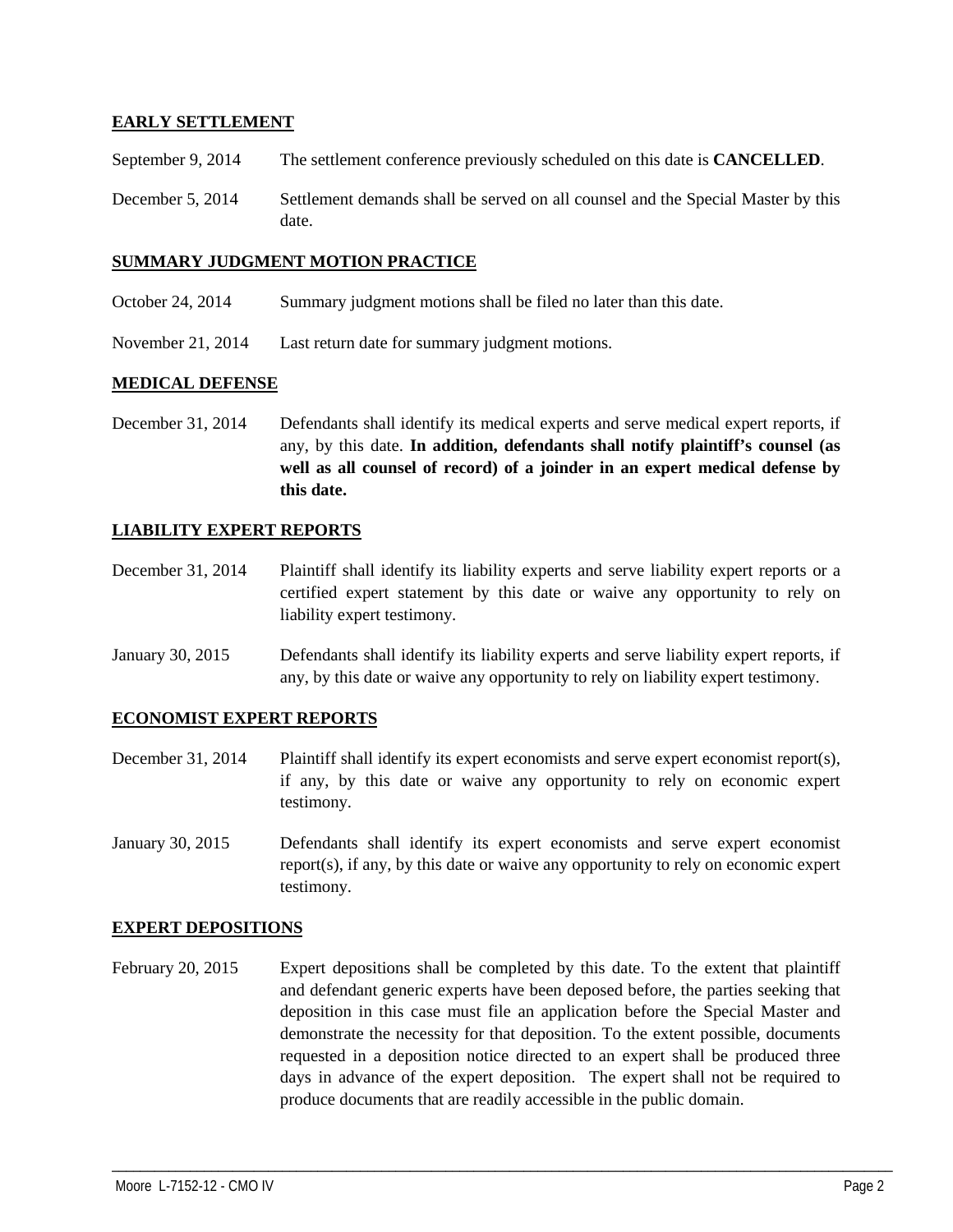**EARLY SETTLEMENT**

September 9, 2014 The settlement conference previously scheduled on this date is **CANCELLED**.

December 5, 2014 Settlement demands shall be served on all counsel and the Special Master by this date.

**SUMMARY JUDGMENT MOTION PRACTICE**

October 24, 2014 Summary judgment motions shall be filed no later than this date.

November 21, 2014 Last return date for summary judgment motions.

**MEDICAL DEFENSE**

December 31, 2014 Defendants shall identify its medical experts and serve medical expert reports, if any, by this date. **In addition, defendants shall notify plaintiff's counsel (as well as all counsel of record) of a joinder in an expert medical defense by this date.**

**LIABILITY EXPERT REPORTS**

December 31, 2014 Plaintiff shall identify its liability experts and serve liability expert reports or a certified expert statement by this date or waive any opportunity to rely on liability expert testimony.

January 30, 2015 Defendants shall identify its liability experts and serve liability expert reports, if any, by this date or waive any opportunity to rely on liability expert testimony.

**ECONOMIST EXPERT REPORTS**

December 31, 2014 Plaintiff shall identify its expert economists and serve expert economist report(s), if any, by this date or waive any opportunity to rely on economic expert testimony.

January 30, 2015 Defendants shall identify its expert economists and serve expert economist report(s), if any, by this date or waive any opportunity to rely on economic expert testimony.

**EXPERT DEPOSITIONS**

February 20, 2015 Expert depositions shall be completed by this date. To the extent that plaintiff and defendant generic experts have been deposed before, the parties seeking that deposition in this case must file an application before the Special Master and demonstrate the necessity for that deposition. To the extent possible, documents requested in a deposition notice directed to an expert shall be produced three days in advance of the expert deposition. The expert shall not be required to produce documents that are readily accessible in the public domain.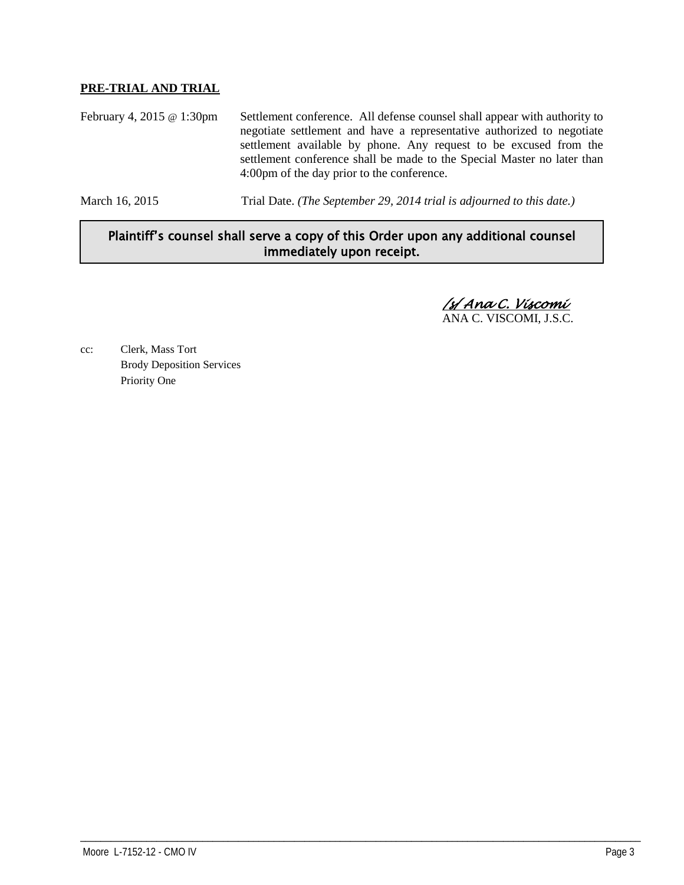**PRE-TRIAL AND TRIAL**

| | |
|---|---|
| February 4, 2015 @ 1:30pm | Settlement conference. All defense counsel shall appear with authority to negotiate settlement and have a representative authorized to negotiate settlement available by phone. Any request to be excused from the settlement conference shall be made to the Special Master no later than 4:00pm of the day prior to the conference. |
| March 16, 2015 | Trial Date. *(The September 29, 2014 trial is adjourned to this date.)* |

**Plaintiff's counsel shall serve a copy of this Order upon any additional counsel immediately upon receipt.**

*/s/ Ana C. Viscomi*
ANA C. VISCOMI, J.S.C.

cc: Clerk, Mass Tort
Brody Deposition Services
Priority One